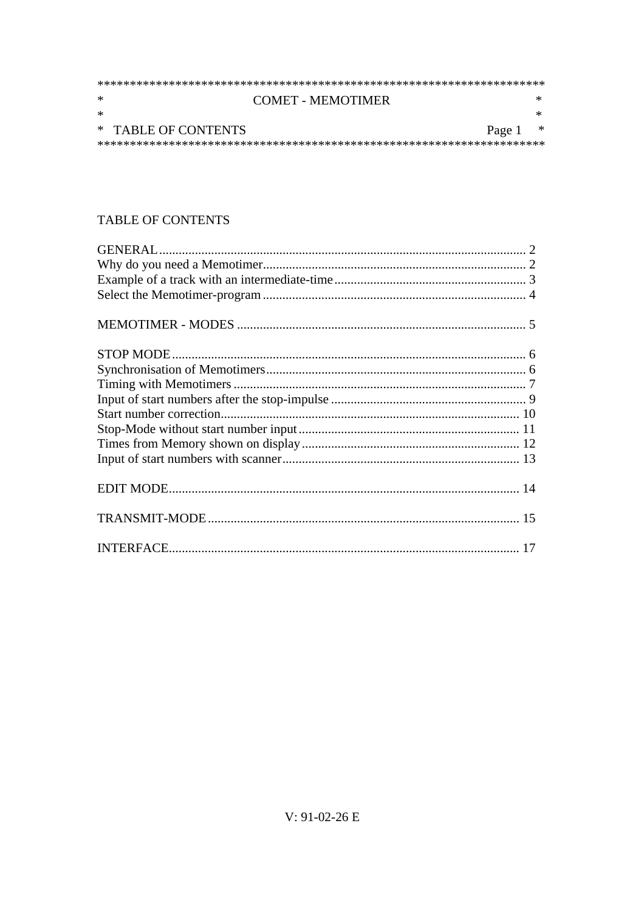# TABLE OF CONTENTS

| Section | Page |
|---|---|
| GENERAL | 2 |
| Why do you need a Memotimer | 2 |
| Example of a track with an intermediate-time | 3 |
| Select the Memotimer-program | 4 |
| | |
| MEMOTIMER - MODES | 5 |
| | |
| STOP MODE | 6 |
| Synchronisation of Memotimers | 6 |
| Timing with Memotimers | 7 |
| Input of start numbers after the stop-impulse | 9 |
| Start number correction | 10 |
| Stop-Mode without start number input | 11 |
| Times from Memory shown on display | 12 |
| Input of start numbers with scanner | 13 |
| | |
| EDIT MODE | 14 |
| | |
| TRANSMIT-MODE | 15 |
| | |
| INTERFACE | 17 |

V: 91-02-26 E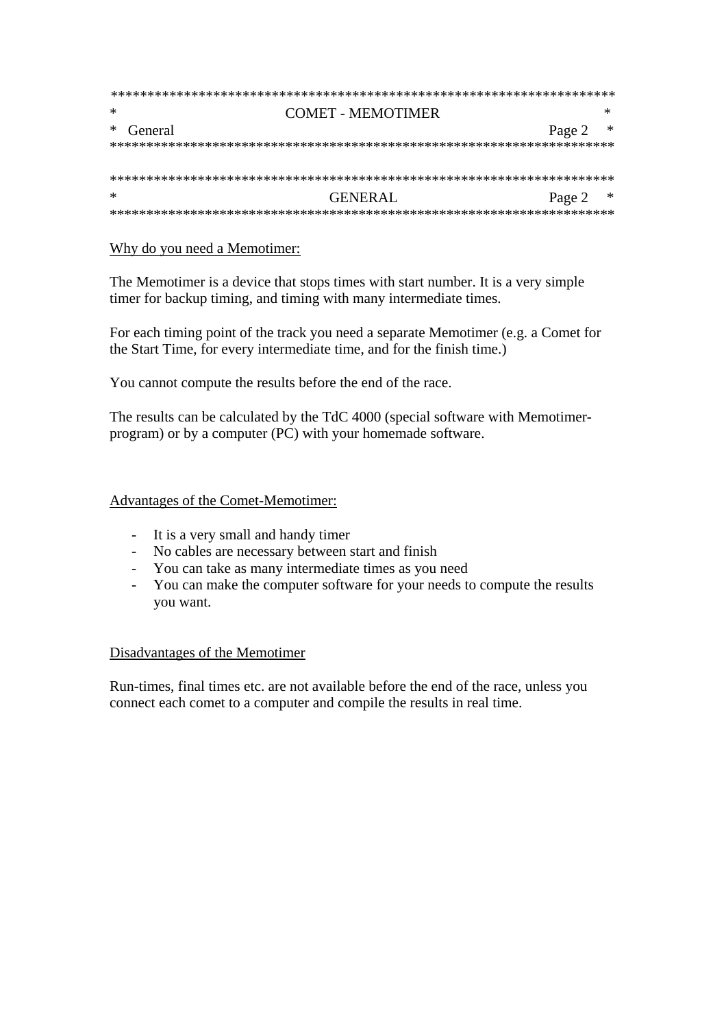## GENERAL

Why do you need a Memotimer:

The Memotimer is a device that stops times with start number. It is a very simple timer for backup timing, and timing with many intermediate times.

For each timing point of the track you need a separate Memotimer (e.g. a Comet for the Start Time, for every intermediate time, and for the finish time.)

You cannot compute the results before the end of the race.

The results can be calculated by the TdC 4000 (special software with Memotimer-program) or by a computer (PC) with your homemade software.

Advantages of the Comet-Memotimer:

- It is a very small and handy timer
- No cables are necessary between start and finish
- You can take as many intermediate times as you need
- You can make the computer software for your needs to compute the results you want.

Disadvantages of the Memotimer

Run-times, final times etc. are not available before the end of the race, unless you connect each comet to a computer and compile the results in real time.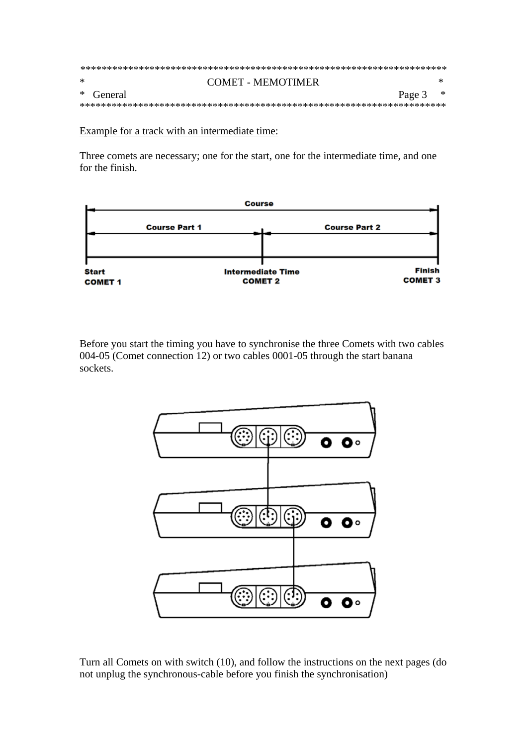Example for a track with an intermediate time:

Three comets are necessary; one for the start, one for the intermediate time, and one for the finish.

Course

Course Part 1 | Course Part 2

Start COMET 1 | Intermediate Time COMET 2 | Finish COMET 3

Before you start the timing you have to synchronise the three Comets with two cables 004-05 (Comet connection 12) or two cables 0001-05 through the start banana sockets.

Turn all Comets on with switch (10), and follow the instructions on the next pages (do not unplug the synchronous-cable before you finish the synchronisation)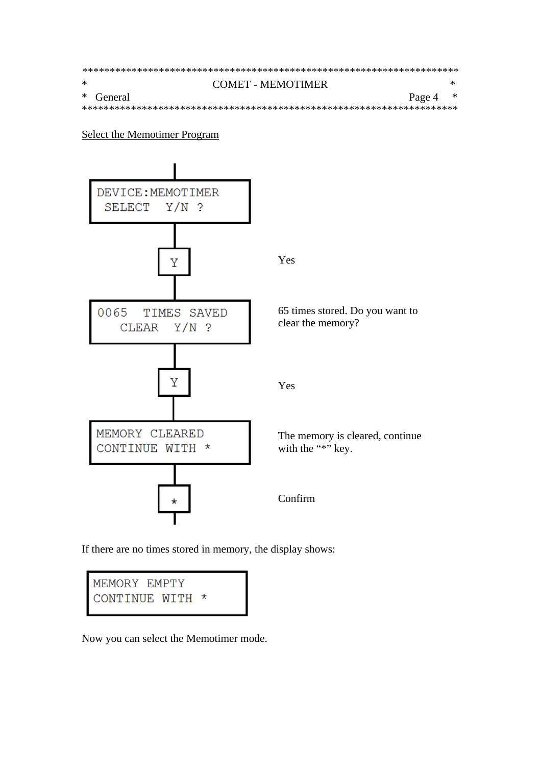<u>Select the Memotimer Program</u>

```
DEVICE:MEMOTIMER
 SELECT  Y/N ?
```

**Y** — Yes

```
0065  TIMES SAVED
   CLEAR  Y/N ?
```

65 times stored. Do you want to clear the memory?

**Y** — Yes

```
MEMORY CLEARED
CONTINUE WITH *
```

The memory is cleared, continue with the "*" key.

**\*** — Confirm

If there are no times stored in memory, the display shows:

```
MEMORY EMPTY
CONTINUE WITH *
```

Now you can select the Memotimer mode.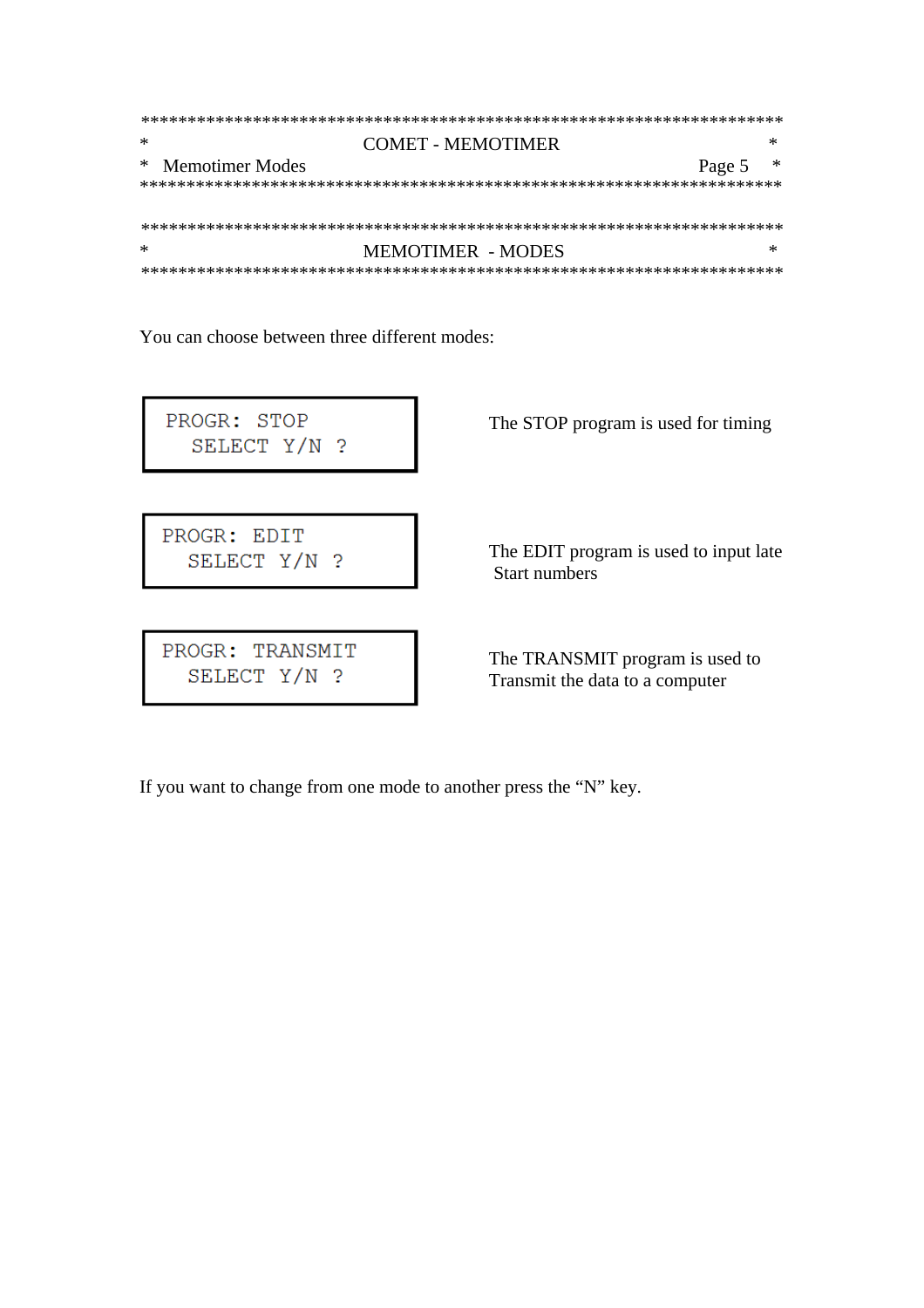# MEMOTIMER - MODES

You can choose between three different modes:

```
PROGR: STOP
  SELECT Y/N ?
```

The STOP program is used for timing

```
PROGR: EDIT
  SELECT Y/N ?
```

The EDIT program is used to input late Start numbers

```
PROGR: TRANSMIT
  SELECT Y/N ?
```

The TRANSMIT program is used to Transmit the data to a computer

If you want to change from one mode to another press the "N" key.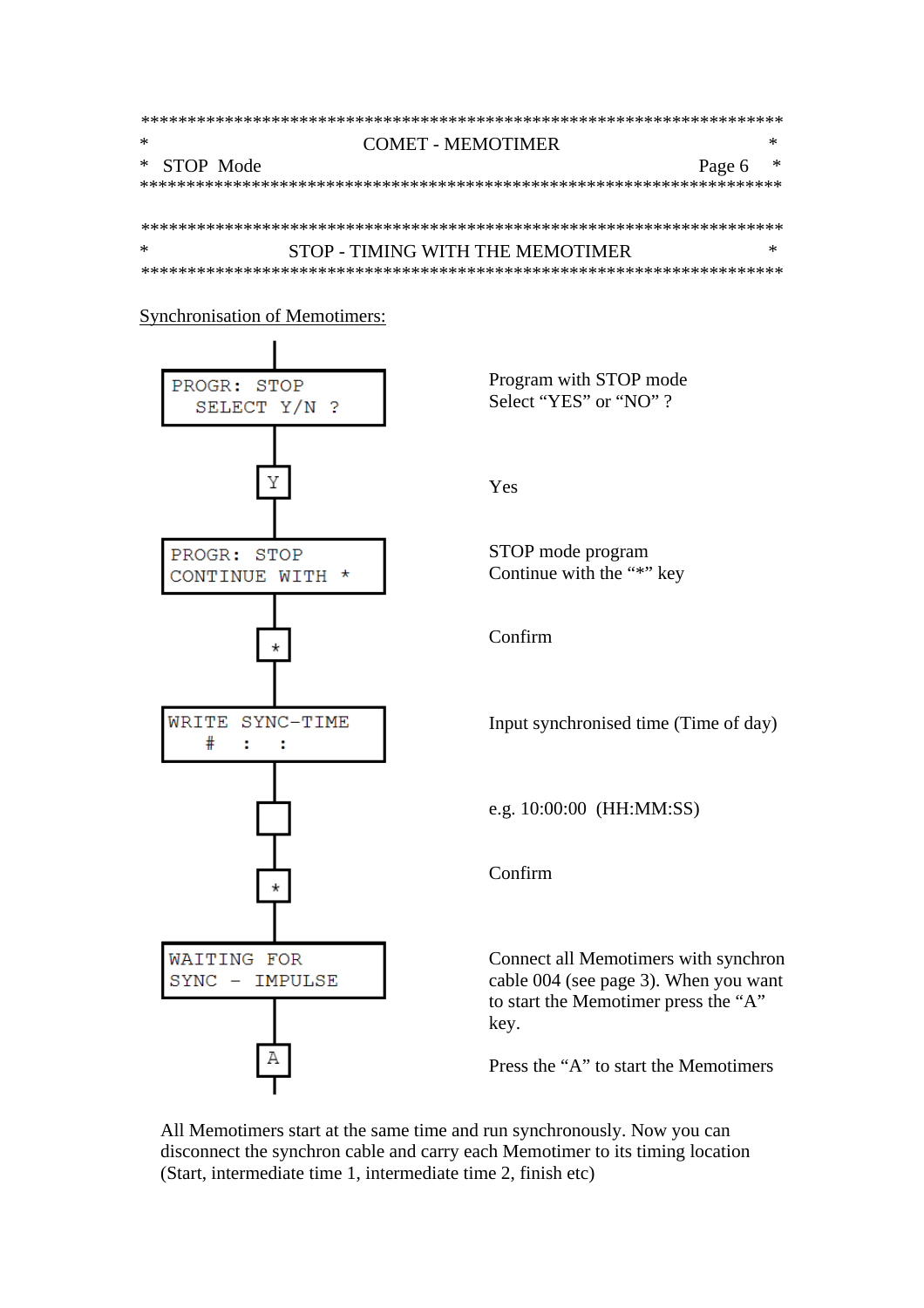## STOP - TIMING WITH THE MEMOTIMER

Synchronisation of Memotimers:

| Display / Key | Description |
|---|---|
| `PROGR: STOP`<br>`SELECT Y/N ?` | Program with STOP mode<br>Select "YES" or "NO" ? |
| [Y] | Yes |
| `PROGR: STOP`<br>`CONTINUE WITH *` | STOP mode program<br>Continue with the "*" key |
| [*] | Confirm |
| `WRITE SYNC-TIME`<br>`# : :` | Input synchronised time (Time of day) |
| [ ] | e.g. 10:00:00 (HH:MM:SS) |
| [*] | Confirm |
| `WAITING FOR`<br>`SYNC - IMPULSE` | Connect all Memotimers with synchron cable 004 (see page 3). When you want to start the Memotimer press the "A" key. |
| [A] | Press the "A" to start the Memotimers |

All Memotimers start at the same time and run synchronously. Now you can disconnect the synchron cable and carry each Memotimer to its timing location (Start, intermediate time 1, intermediate time 2, finish etc)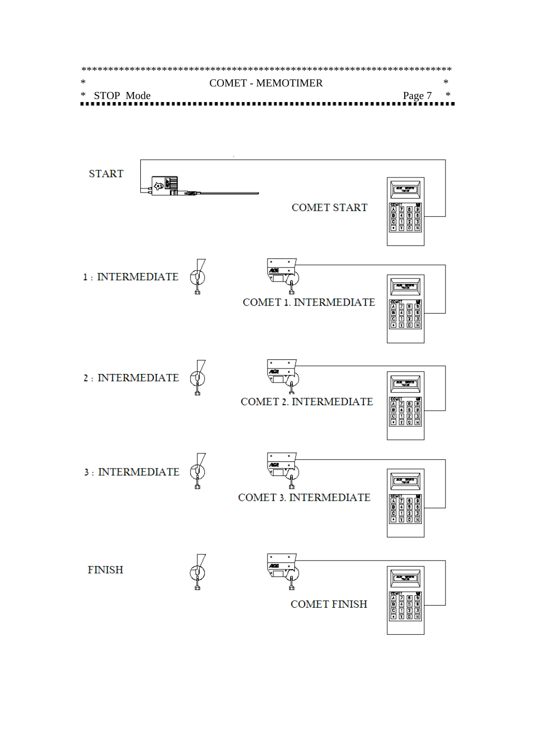START

COMET START

1 : INTERMEDIATE

COMET 1. INTERMEDIATE

2 : INTERMEDIATE

COMET 2. INTERMEDIATE

3 : INTERMEDIATE

COMET 3. INTERMEDIATE

FINISH

COMET FINISH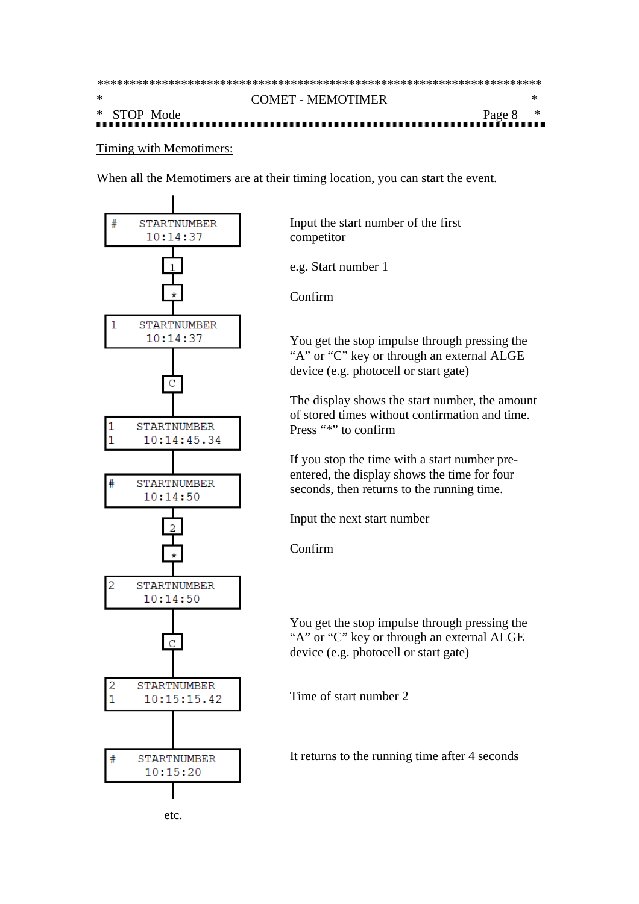## Timing with Memotimers:

When all the Memotimers are at their timing location, you can start the event.

| Display / Key | Description |
| --- | --- |
| `# STARTNUMBER`<br>`10:14:37` | Input the start number of the first competitor |
| [1] | e.g. Start number 1 |
| [*] | Confirm |
| `1 STARTNUMBER`<br>`10:14:37` | |
| [C] | You get the stop impulse through pressing the "A" or "C" key or through an external ALGE device (e.g. photocell or start gate) |
| `1 STARTNUMBER`<br>`1 10:14:45.34` | The display shows the start number, the amount of stored times without confirmation and time. Press "*" to confirm |
| `# STARTNUMBER`<br>`10:14:50` | If you stop the time with a start number pre-entered, the display shows the time for four seconds, then returns to the running time. |
| [2] | Input the next start number |
| [*] | Confirm |
| `2 STARTNUMBER`<br>`10:14:50` | |
| [C] | You get the stop impulse through pressing the "A" or "C" key or through an external ALGE device (e.g. photocell or start gate) |
| `2 STARTNUMBER`<br>`1 10:15:15.42` | Time of start number 2 |
| `# STARTNUMBER`<br>`10:15:20` | It returns to the running time after 4 seconds |

etc.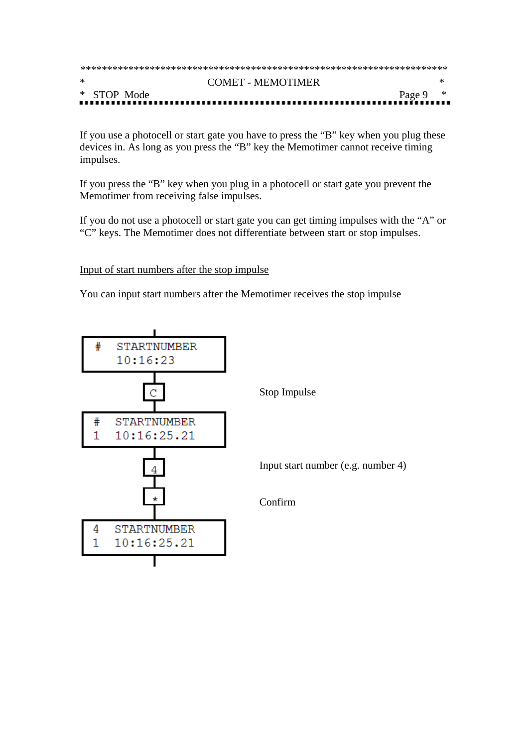If you use a photocell or start gate you have to press the "B" key when you plug these devices in. As long as you press the "B" key the Memotimer cannot receive timing impulses.

If you press the "B" key when you plug in a photocell or start gate you prevent the Memotimer from receiving false impulses.

If you do not use a photocell or start gate you can get timing impulses with the "A" or "C" keys. The Memotimer does not differentiate between start or stop impulses.

<u>Input of start numbers after the stop impulse</u>

You can input start numbers after the Memotimer receives the stop impulse

```
#   STARTNUMBER
    10:16:23
```

[C] Stop Impulse

```
#   STARTNUMBER
1   10:16:25.21
```

[4] Input start number (e.g. number 4)

[*] Confirm

```
4   STARTNUMBER
1   10:16:25.21
```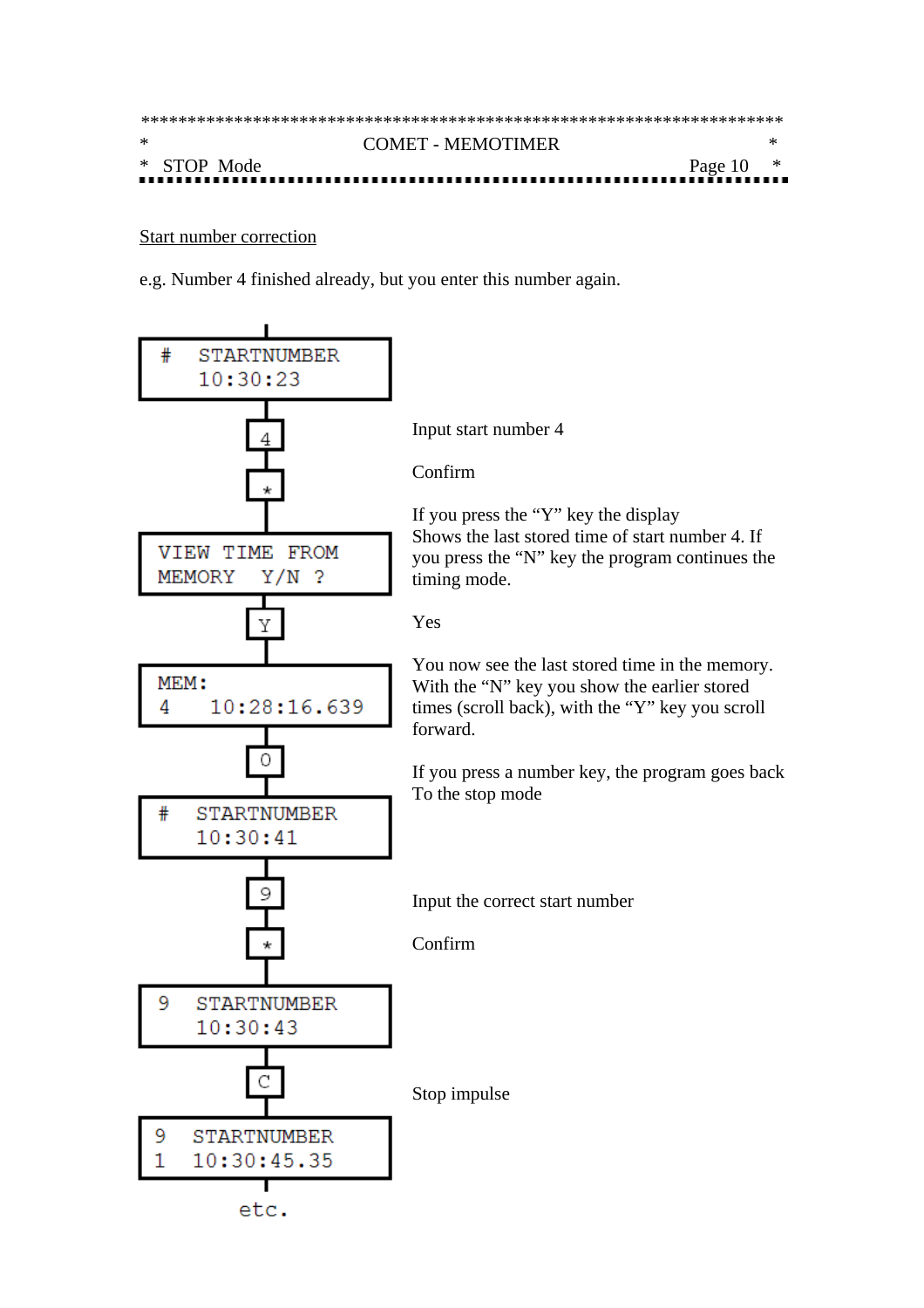## Start number correction

e.g. Number 4 finished already, but you enter this number again.

```
#   STARTNUMBER
    10:30:23
```

**[4]** Input start number 4

**[*]** Confirm

If you press the "Y" key the display Shows the last stored time of start number 4. If you press the "N" key the program continues the timing mode.

```
VIEW TIME FROM
MEMORY  Y/N ?
```

**[Y]** Yes

You now see the last stored time in the memory. With the "N" key you show the earlier stored times (scroll back), with the "Y" key you scroll forward.

```
MEM:
4    10:28:16.639
```

**[0]** If you press a number key, the program goes back To the stop mode

```
#   STARTNUMBER
    10:30:41
```

**[9]** Input the correct start number

**[*]** Confirm

```
9   STARTNUMBER
    10:30:43
```

**[C]** Stop impulse

```
9   STARTNUMBER
1   10:30:45.35
```

etc.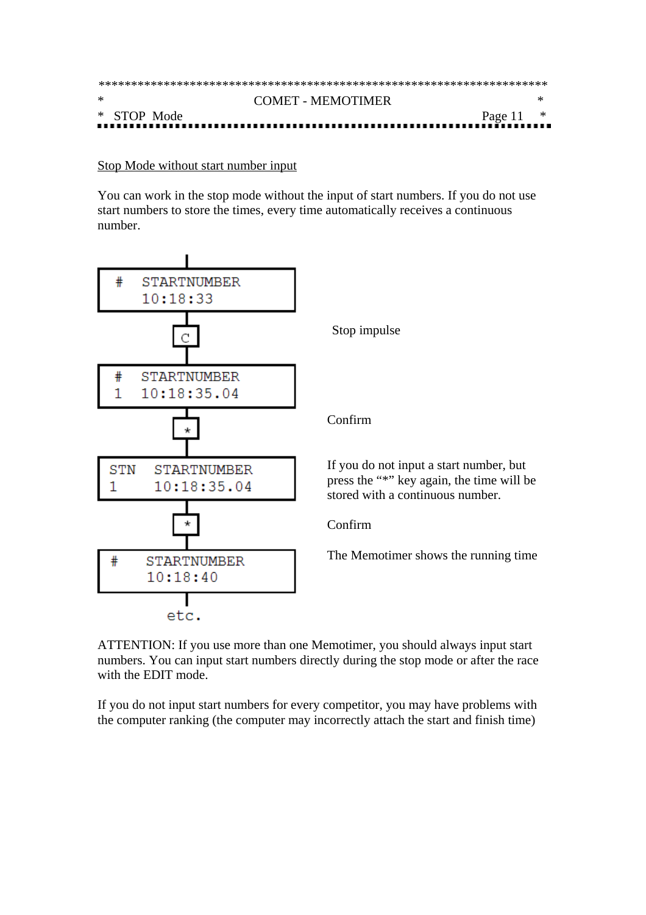<u>Stop Mode without start number input</u>

You can work in the stop mode without the input of start numbers. If you do not use start numbers to store the times, every time automatically receives a continuous number.

```
#   STARTNUMBER
    10:18:33
```

[C] — Stop impulse

```
#   STARTNUMBER
1   10:18:35.04
```

[*] — Confirm

```
STN   STARTNUMBER
1     10:18:35.04
```

If you do not input a start number, but press the "*" key again, the time will be stored with a continuous number.

[*] — Confirm

```
#    STARTNUMBER
     10:18:40
```

The Memotimer shows the running time

etc.

ATTENTION: If you use more than one Memotimer, you should always input start numbers. You can input start numbers directly during the stop mode or after the race with the EDIT mode.

If you do not input start numbers for every competitor, you may have problems with the computer ranking (the computer may incorrectly attach the start and finish time)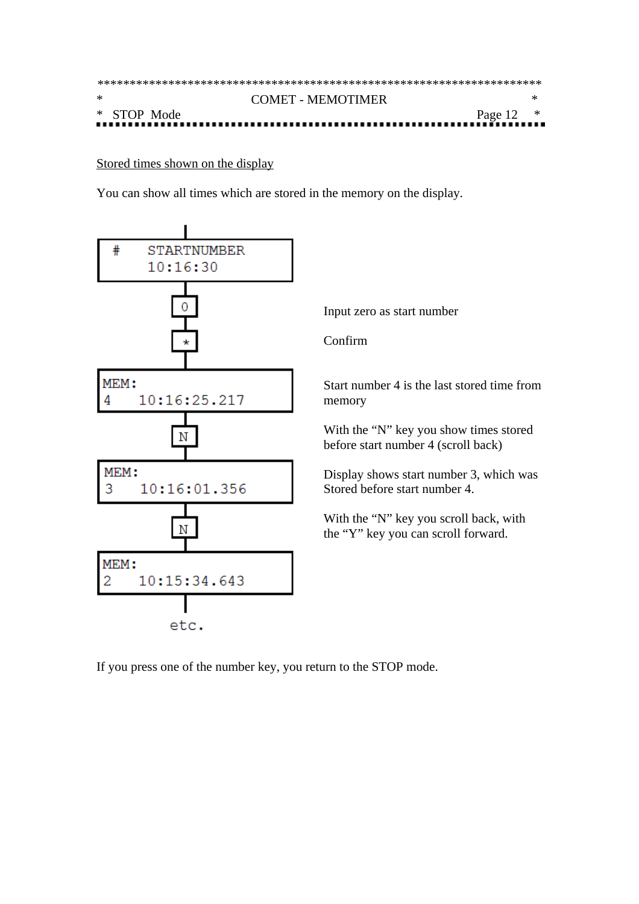Stored times shown on the display

You can show all times which are stored in the memory on the display.

```
#    STARTNUMBER
     10:16:30
```

[0] Input zero as start number

[*] Confirm

```
MEM:
4    10:16:25.217
```

Start number 4 is the last stored time from memory

[N] With the "N" key you show times stored before start number 4 (scroll back)

```
MEM:
3    10:16:01.356
```

Display shows start number 3, which was Stored before start number 4.

[N] With the "N" key you scroll back, with the "Y" key you can scroll forward.

```
MEM:
2    10:15:34.643
```

etc.

If you press one of the number key, you return to the STOP mode.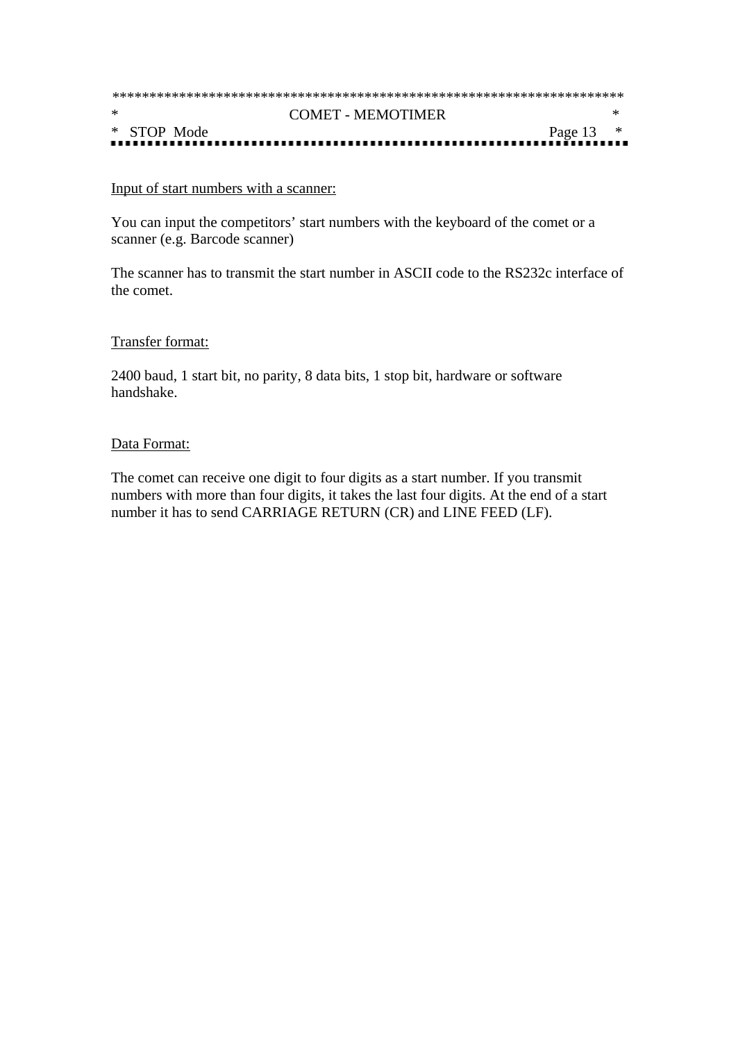Input of start numbers with a scanner:

You can input the competitors' start numbers with the keyboard of the comet or a scanner (e.g. Barcode scanner)

The scanner has to transmit the start number in ASCII code to the RS232c interface of the comet.

Transfer format:

2400 baud, 1 start bit, no parity, 8 data bits, 1 stop bit, hardware or software handshake.

Data Format:

The comet can receive one digit to four digits as a start number. If you transmit numbers with more than four digits, it takes the last four digits. At the end of a start number it has to send CARRIAGE RETURN (CR) and LINE FEED (LF).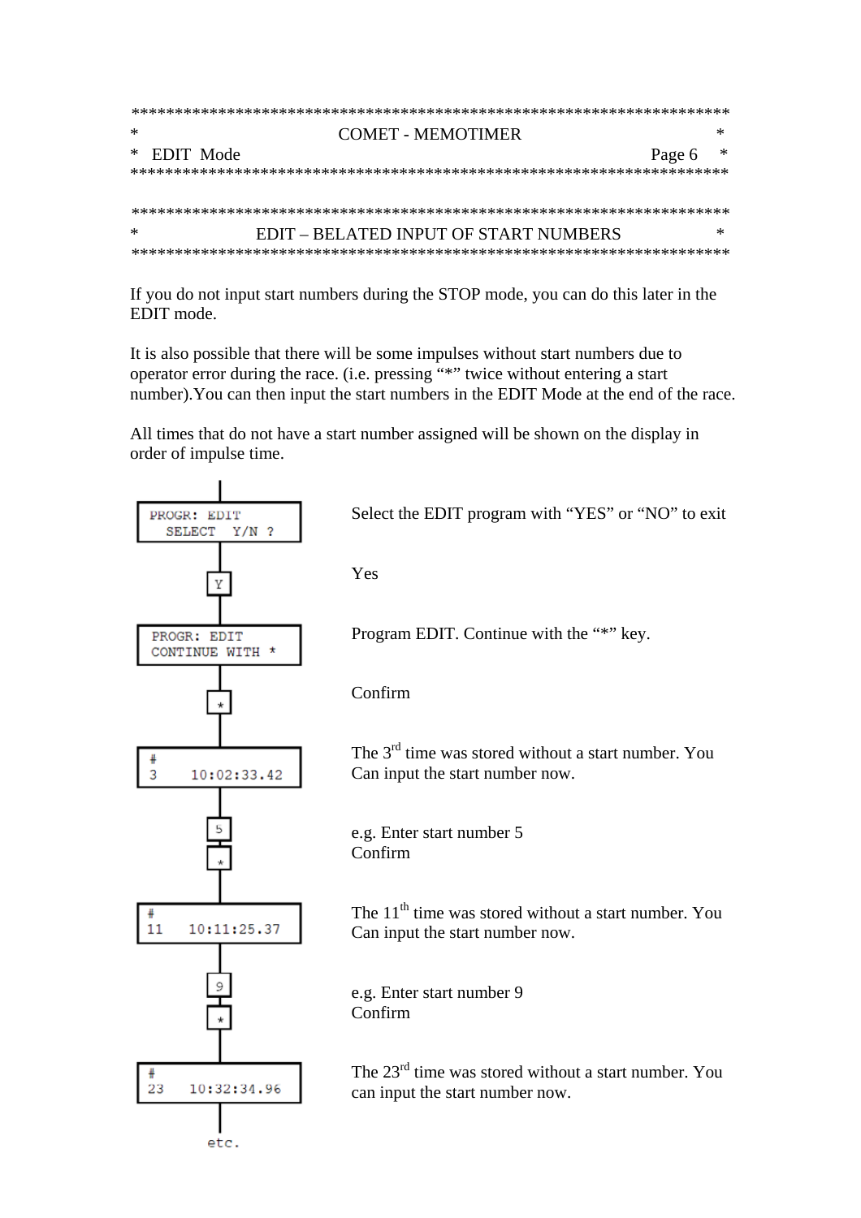## EDIT – BELATED INPUT OF START NUMBERS

If you do not input start numbers during the STOP mode, you can do this later in the EDIT mode.

It is also possible that there will be some impulses without start numbers due to operator error during the race. (i.e. pressing "*" twice without entering a start number).You can then input the start numbers in the EDIT Mode at the end of the race.

All times that do not have a start number assigned will be shown on the display in order of impulse time.

| Display / Key | Description |
|---|---|
| `PROGR: EDIT` `SELECT Y/N ?` | Select the EDIT program with "YES" or "NO" to exit |
| [Y] | Yes |
| `PROGR: EDIT` `CONTINUE WITH *` | Program EDIT. Continue with the "*" key. |
| [*] | Confirm |
| `#` `3 10:02:33.42` | The 3rd time was stored without a start number. You Can input the start number now. |
| [5] [*] | e.g. Enter start number 5<br>Confirm |
| `#` `11 10:11:25.37` | The 11th time was stored without a start number. You Can input the start number now. |
| [9] [*] | e.g. Enter start number 9<br>Confirm |
| `#` `23 10:32:34.96` | The 23rd time was stored without a start number. You can input the start number now. |
| etc. | |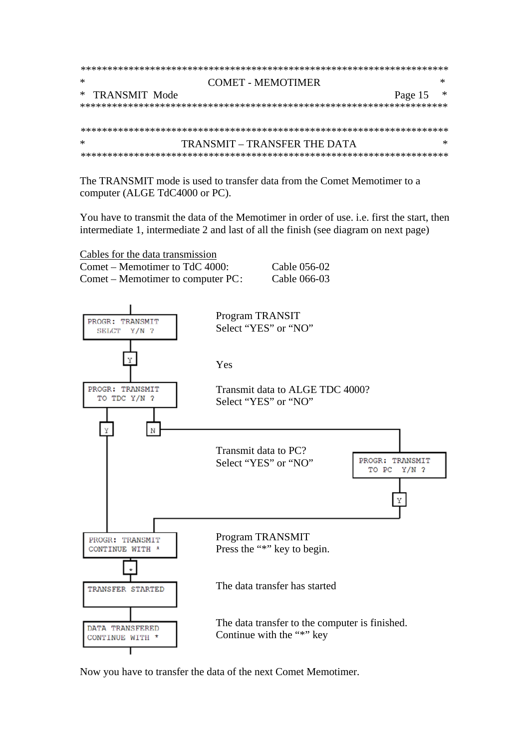## TRANSMIT Mode

## TRANSMIT – TRANSFER THE DATA

The TRANSMIT mode is used to transfer data from the Comet Memotimer to a computer (ALGE TdC4000 or PC).

You have to transmit the data of the Memotimer in order of use. i.e. first the start, then intermediate 1, intermediate 2 and last of all the finish (see diagram on next page)

<u>Cables for the data transmission</u>

Comet – Memotimer to TdC 4000: Cable 056-02
Comet – Memotimer to computer PC: Cable 066-03

```
PROGR: TRANSMIT
 SELCT  Y/N ?
```

Program TRANSIT
Select "YES" or "NO"

[Y]

Yes

```
PROGR: TRANSMIT
 TO TDC Y/N ?
```

Transmit data to ALGE TDC 4000?
Select "YES" or "NO"

[Y] [N]

Transmit data to PC?
Select "YES" or "NO"

```
PROGR: TRANSMIT
 TO PC  Y/N ?
```

[Y]

```
PROGR: TRANSMIT
CONTINUE WITH *
```

Program TRANSMIT
Press the "*" key to begin.

[*]

```
TRANSFER STARTED
```

The data transfer has started

```
DATA TRANSFERED
CONTINUE WITH *
```

The data transfer to the computer is finished.
Continue with the "*" key

Now you have to transfer the data of the next Comet Memotimer.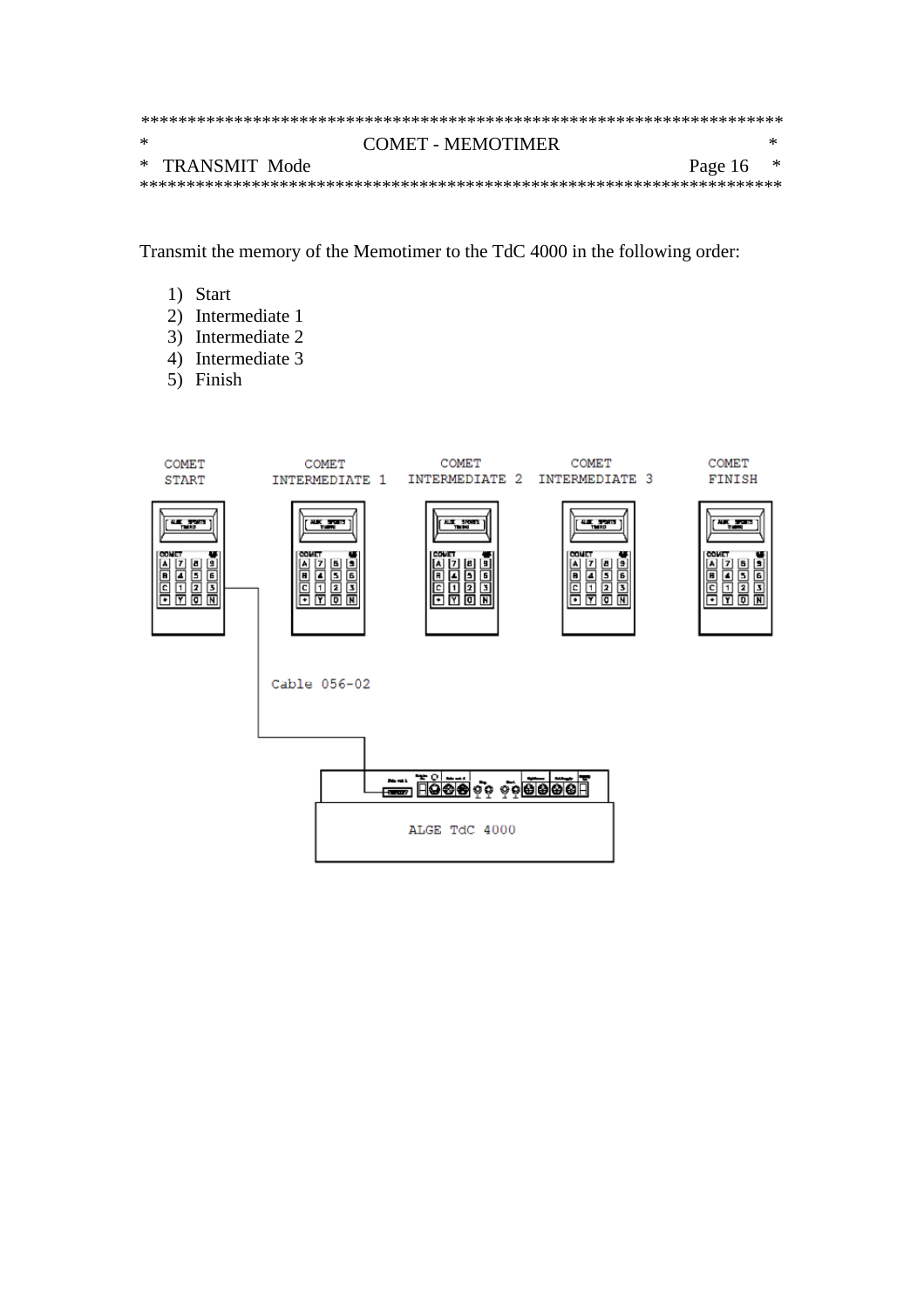## TRANSMIT Mode

Transmit the memory of the Memotimer to the TdC 4000 in the following order:

1) Start
2) Intermediate 1
3) Intermediate 2
4) Intermediate 3
5) Finish

COMET START | COMET INTERMEDIATE 1 | COMET INTERMEDIATE 2 | COMET INTERMEDIATE 3 | COMET FINISH

Cable 056-02

ALGE TdC 4000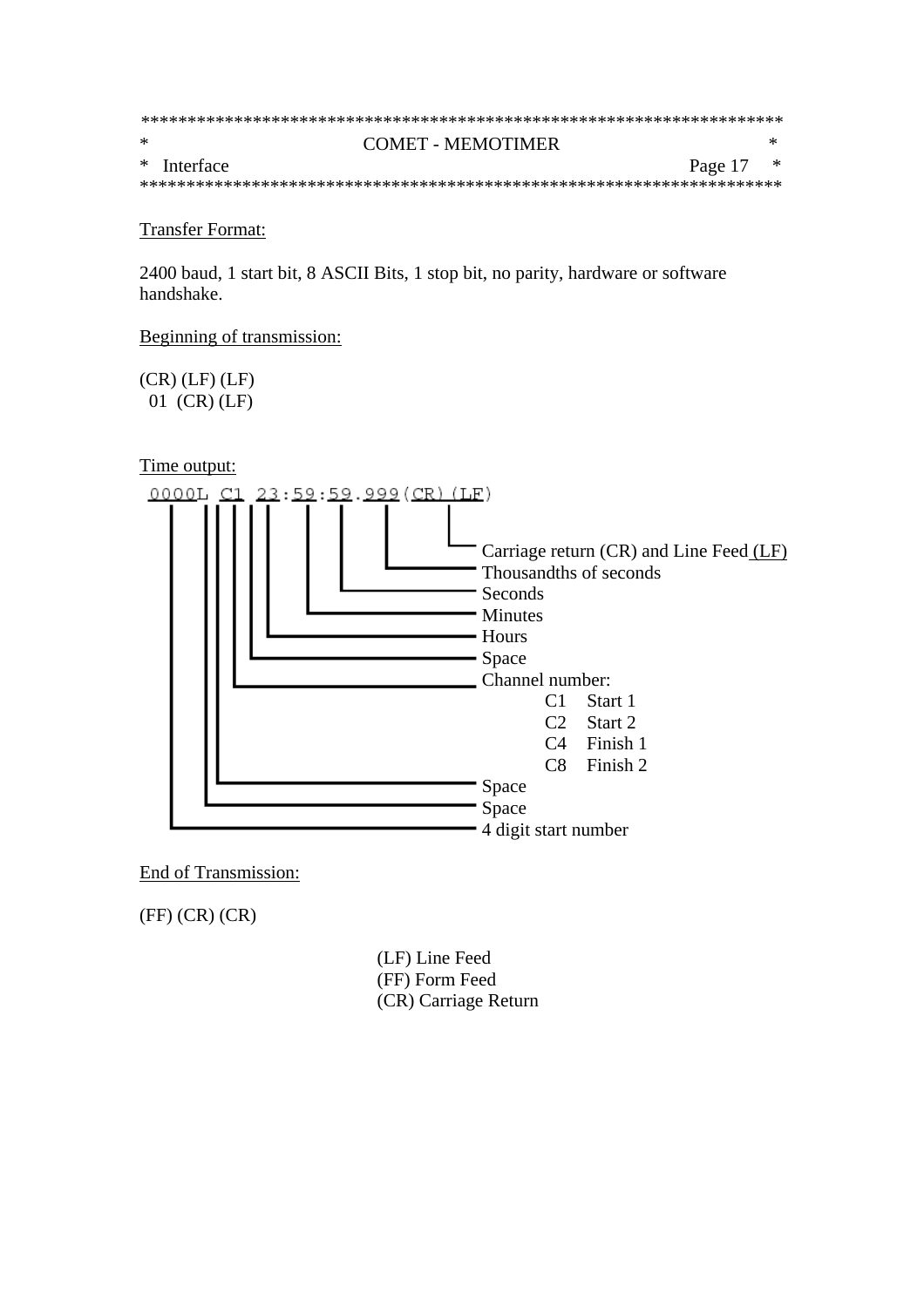Transfer Format:

2400 baud, 1 start bit, 8 ASCII Bits, 1 stop bit, no parity, hardware or software handshake.

Beginning of transmission:

(CR) (LF) (LF)
01 (CR) (LF)

Time output:

```
0000L C1 23:59:59.999(CR)(LF)
```

- Carriage return (CR) and Line Feed (LF)
- Thousandths of seconds
- Seconds
- Minutes
- Hours
- Space
- Channel number:
  - C1 Start 1
  - C2 Start 2
  - C4 Finish 1
  - C8 Finish 2
- Space
- Space
- 4 digit start number

End of Transmission:

(FF) (CR) (CR)

(LF) Line Feed
(FF) Form Feed
(CR) Carriage Return